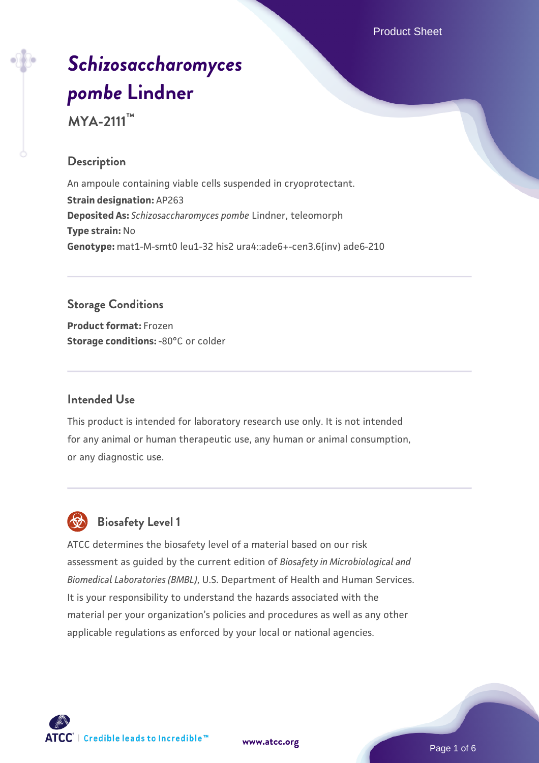# *Schizosaccharomyces pombe* Lindner

**MYA-2111™**

## Description

An ampoule containing viable cells suspended in cryoprotectant.

**Strain designation:** AP263

**Deposited As:** *Schizosaccharomyces pombe* Lindner, teleomorph

**Type strain:** No

**Genotype:** mat1-M-smt0 leu1-32 his2 ura4::ade6+-cen3.6(inv) ade6-210

## Storage Conditions

**Product format:** Frozen

**Storage conditions:** -80°C or colder

## Intended Use

This product is intended for laboratory research use only. It is not intended for any animal or human therapeutic use, any human or animal consumption, or any diagnostic use.

## Biosafety Level 1

ATCC determines the biosafety level of a material based on our risk assessment as guided by the current edition of *Biosafety in Microbiological and Biomedical Laboratories (BMBL)*, U.S. Department of Health and Human Services. It is your responsibility to understand the hazards associated with the material per your organization's policies and procedures as well as any other applicable regulations as enforced by your local or national agencies.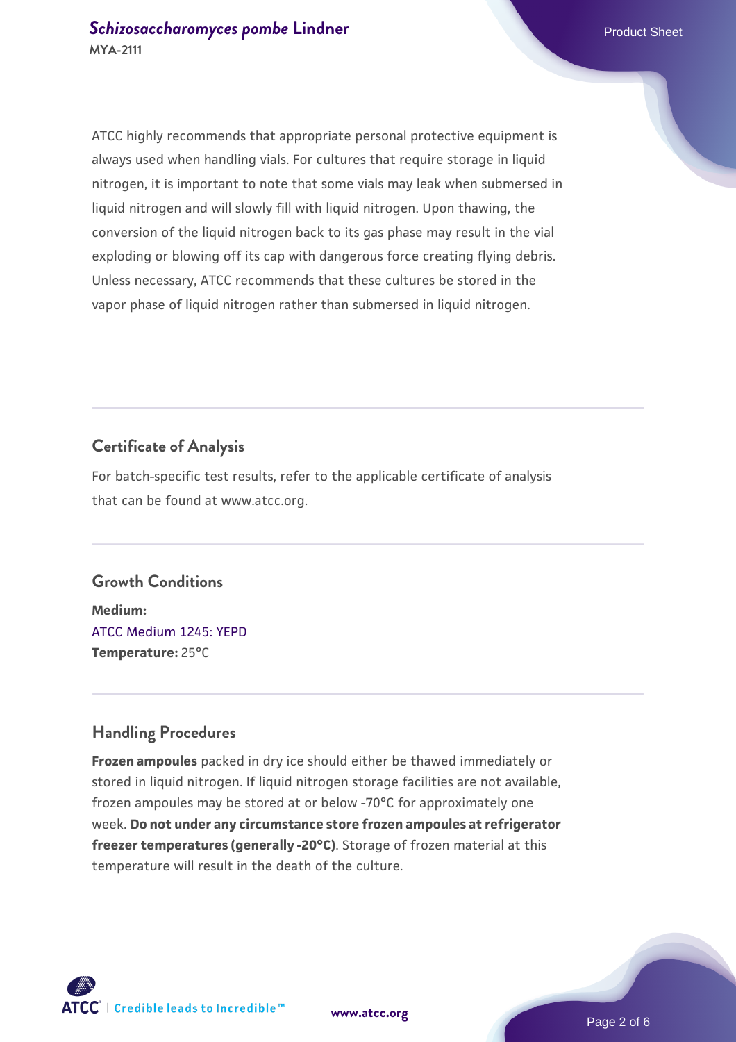ATCC highly recommends that appropriate personal protective equipment is always used when handling vials. For cultures that require storage in liquid nitrogen, it is important to note that some vials may leak when submersed in liquid nitrogen and will slowly fill with liquid nitrogen. Upon thawing, the conversion of the liquid nitrogen back to its gas phase may result in the vial exploding or blowing off its cap with dangerous force creating flying debris. Unless necessary, ATCC recommends that these cultures be stored in the vapor phase of liquid nitrogen rather than submersed in liquid nitrogen.

## Certificate of Analysis

For batch-specific test results, refer to the applicable certificate of analysis that can be found at www.atcc.org.

## Growth Conditions

**Medium:**
ATCC Medium 1245: YEPD
**Temperature:** 25°C

## Handling Procedures

**Frozen ampoules** packed in dry ice should either be thawed immediately or stored in liquid nitrogen. If liquid nitrogen storage facilities are not available, frozen ampoules may be stored at or below -70°C for approximately one week. **Do not under any circumstance store frozen ampoules at refrigerator freezer temperatures (generally -20°C)**. Storage of frozen material at this temperature will result in the death of the culture.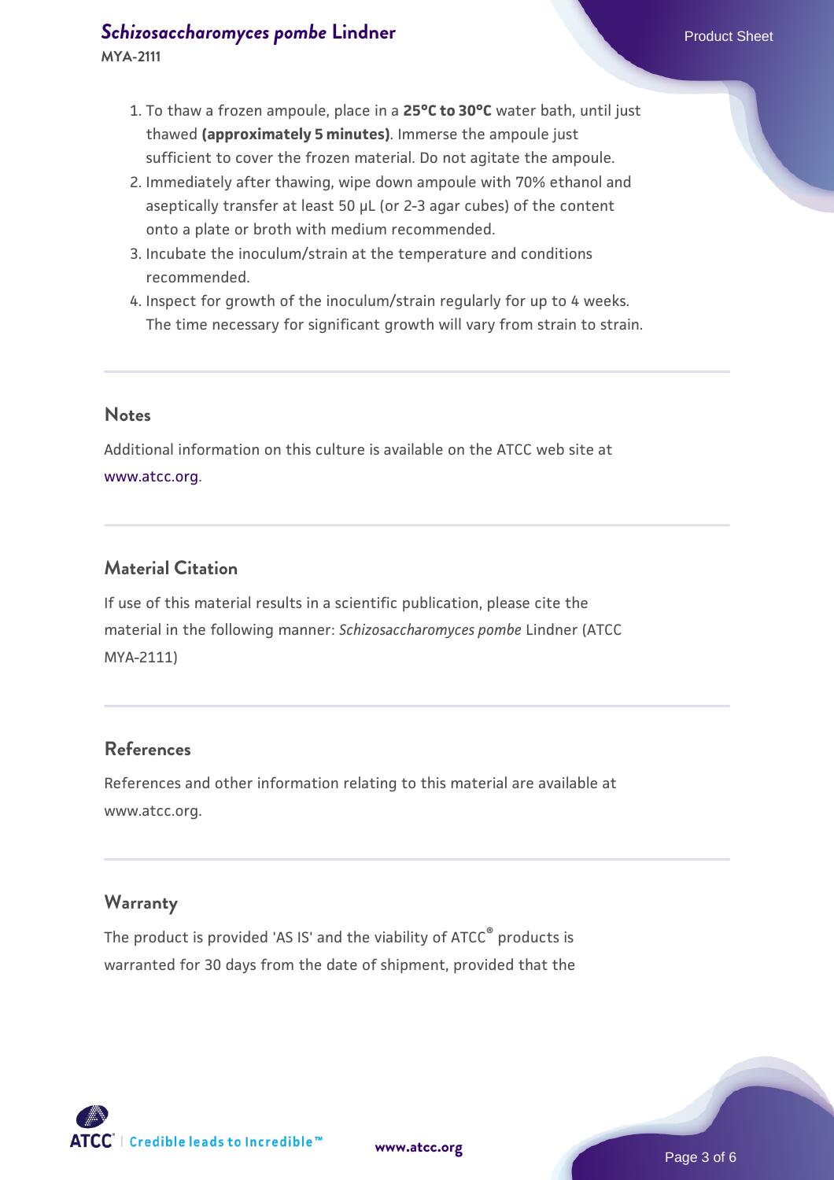1. To thaw a frozen ampoule, place in a **25°C to 30°C** water bath, until just thawed **(approximately 5 minutes)**. Immerse the ampoule just sufficient to cover the frozen material. Do not agitate the ampoule.
2. Immediately after thawing, wipe down ampoule with 70% ethanol and aseptically transfer at least 50 µL (or 2-3 agar cubes) of the content onto a plate or broth with medium recommended.
3. Incubate the inoculum/strain at the temperature and conditions recommended.
4. Inspect for growth of the inoculum/strain regularly for up to 4 weeks. The time necessary for significant growth will vary from strain to strain.

## Notes

Additional information on this culture is available on the ATCC web site at www.atcc.org.

## Material Citation

If use of this material results in a scientific publication, please cite the material in the following manner: *Schizosaccharomyces pombe* Lindner (ATCC MYA-2111)

## References

References and other information relating to this material are available at www.atcc.org.

## Warranty

The product is provided 'AS IS' and the viability of ATCC® products is warranted for 30 days from the date of shipment, provided that the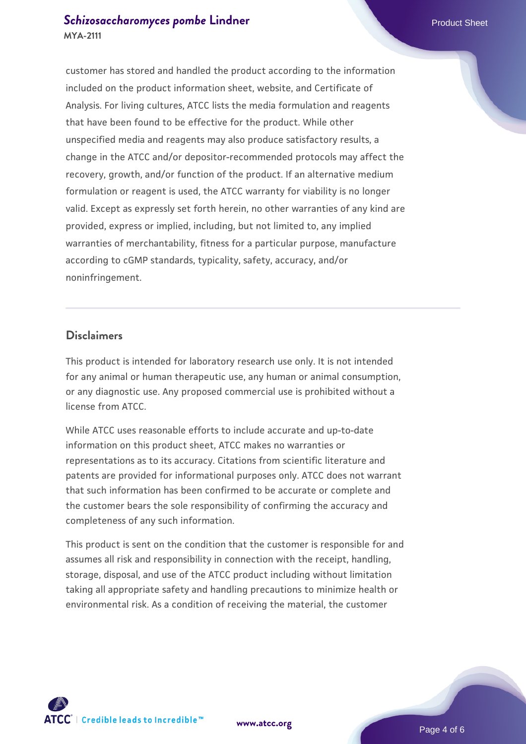customer has stored and handled the product according to the information included on the product information sheet, website, and Certificate of Analysis. For living cultures, ATCC lists the media formulation and reagents that have been found to be effective for the product. While other unspecified media and reagents may also produce satisfactory results, a change in the ATCC and/or depositor-recommended protocols may affect the recovery, growth, and/or function of the product. If an alternative medium formulation or reagent is used, the ATCC warranty for viability is no longer valid. Except as expressly set forth herein, no other warranties of any kind are provided, express or implied, including, but not limited to, any implied warranties of merchantability, fitness for a particular purpose, manufacture according to cGMP standards, typicality, safety, accuracy, and/or noninfringement.

## Disclaimers

This product is intended for laboratory research use only. It is not intended for any animal or human therapeutic use, any human or animal consumption, or any diagnostic use. Any proposed commercial use is prohibited without a license from ATCC.

While ATCC uses reasonable efforts to include accurate and up-to-date information on this product sheet, ATCC makes no warranties or representations as to its accuracy. Citations from scientific literature and patents are provided for informational purposes only. ATCC does not warrant that such information has been confirmed to be accurate or complete and the customer bears the sole responsibility of confirming the accuracy and completeness of any such information.

This product is sent on the condition that the customer is responsible for and assumes all risk and responsibility in connection with the receipt, handling, storage, disposal, and use of the ATCC product including without limitation taking all appropriate safety and handling precautions to minimize health or environmental risk. As a condition of receiving the material, the customer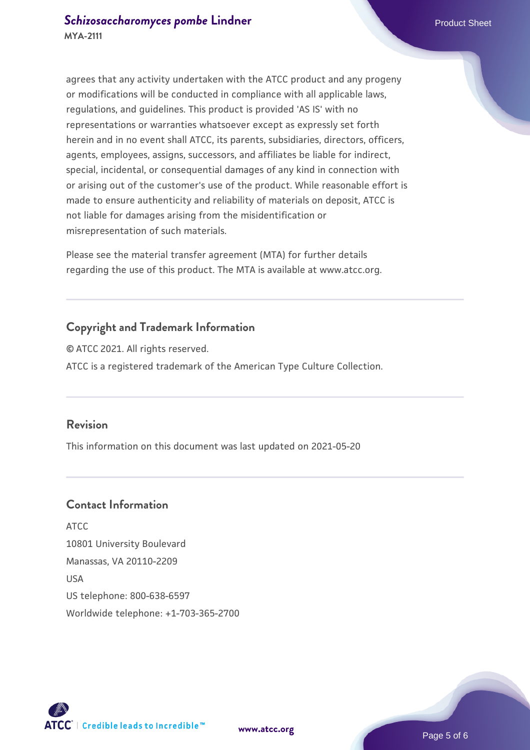agrees that any activity undertaken with the ATCC product and any progeny or modifications will be conducted in compliance with all applicable laws, regulations, and guidelines. This product is provided 'AS IS' with no representations or warranties whatsoever except as expressly set forth herein and in no event shall ATCC, its parents, subsidiaries, directors, officers, agents, employees, assigns, successors, and affiliates be liable for indirect, special, incidental, or consequential damages of any kind in connection with or arising out of the customer's use of the product. While reasonable effort is made to ensure authenticity and reliability of materials on deposit, ATCC is not liable for damages arising from the misidentification or misrepresentation of such materials.

Please see the material transfer agreement (MTA) for further details regarding the use of this product. The MTA is available at www.atcc.org.

## Copyright and Trademark Information

© ATCC 2021. All rights reserved.

ATCC is a registered trademark of the American Type Culture Collection.

## Revision

This information on this document was last updated on 2021-05-20

## Contact Information

ATCC
10801 University Boulevard
Manassas, VA 20110-2209
USA
US telephone: 800-638-6597
Worldwide telephone: +1-703-365-2700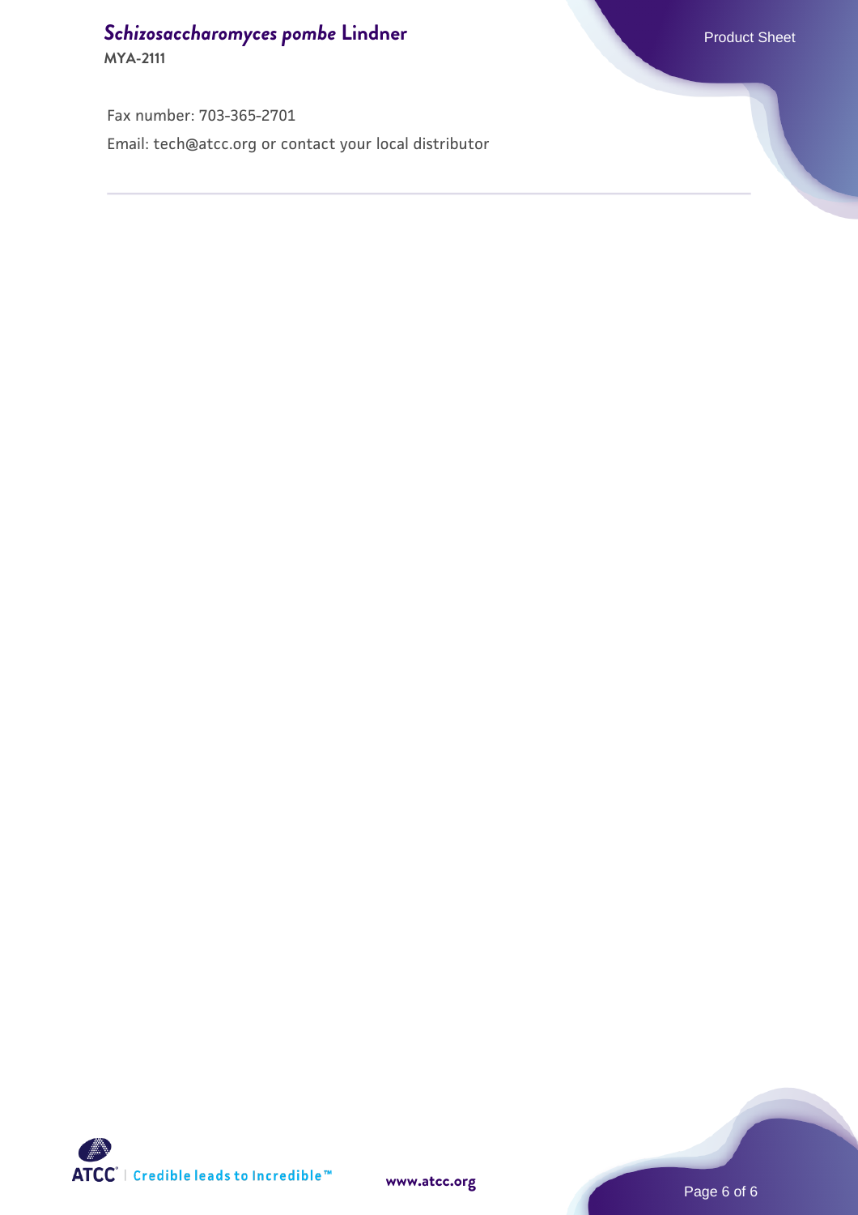Fax number: 703-365-2701

Email: tech@atcc.org or contact your local distributor